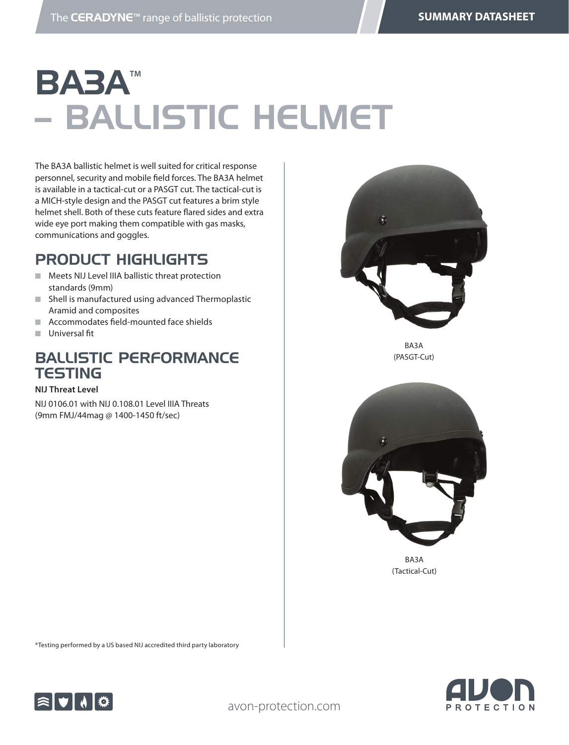# BA3A™ – BALLISTIC HELMET

The BA3A ballistic helmet is well suited for critical response personnel, security and mobile field forces. The BA3A helmet is available in a tactical-cut or a PASGT cut. The tactical-cut is a MICH-style design and the PASGT cut features a brim style helmet shell. Both of these cuts feature flared sides and extra wide eye port making them compatible with gas masks, communications and goggles.

## PRODUCT HIGHLIGHTS

- Meets NIJ Level IIIA ballistic threat protection standards (9mm)
- Shell is manufactured using advanced Thermoplastic Aramid and composites
- Accommodates field-mounted face shields
- Universal fit

## BALLISTIC PERFORMANCE TESTING

**NIJ Threat Level**

NIJ 0106.01 with NIJ 0.108.01 Level IIIA Threats (9mm FMJ/44mag @ 1400-1450 ft/sec)

*Testing performed by a US based NIJ accredited third party laboratory

BA3A
(PASGT-Cut)

BA3A
(Tactical-Cut)

avon-protection.com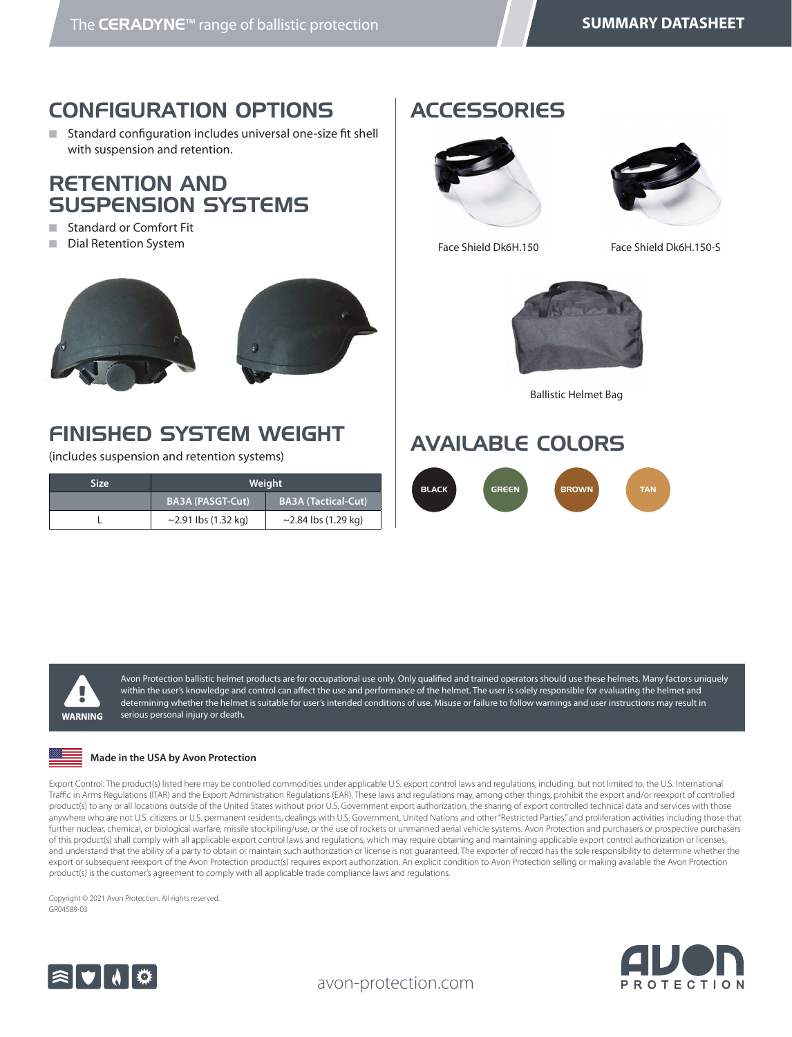## CONFIGURATION OPTIONS

- Standard configuration includes universal one-size fit shell with suspension and retention.

## RETENTION AND SUSPENSION SYSTEMS

- Standard or Comfort Fit
- Dial Retention System

## FINISHED SYSTEM WEIGHT

(includes suspension and retention systems)

| Size | Weight | |
|---|---|---|
| | BA3A (PASGT-Cut) | BA3A (Tactical-Cut) |
| L | ~2.91 lbs (1.32 kg) | ~2.84 lbs (1.29 kg) |

## ACCESSORIES

Face Shield Dk6H.150

Face Shield Dk6H.150-S

Ballistic Helmet Bag

## AVAILABLE COLORS

BLACK

GREEN

BROWN

TAN

**WARNING**

Avon Protection ballistic helmet products are for occupational use only. Only qualified and trained operators should use these helmets. Many factors uniquely within the user's knowledge and control can affect the use and performance of the helmet. The user is solely responsible for evaluating the helmet and determining whether the helmet is suitable for user's intended conditions of use. Misuse or failure to follow warnings and user instructions may result in serious personal injury or death.

**Made in the USA by Avon Protection**

Export Control: The product(s) listed here may be controlled commodities under applicable U.S. export control laws and regulations, including, but not limited to, the U.S. International Traffic in Arms Regulations (ITAR) and the Export Administration Regulations (EAR). These laws and regulations may, among other things, prohibit the export and/or reexport of controlled product(s) to any or all locations outside of the United States without prior U.S. Government export authorization, the sharing of export controlled technical data and services with those anywhere who are not U.S. citizens or U.S. permanent residents, dealings with U.S. Government, United Nations and other "Restricted Parties," and proliferation activities including those that further nuclear, chemical, or biological warfare, missile stockpiling/use, or the use of rockets or unmanned aerial vehicle systems. Avon Protection and purchasers or prospective purchasers of this product(s) shall comply with all applicable export control laws and regulations, which may require obtaining and maintaining applicable export control authorization or licenses, and understand that the ability of a party to obtain or maintain such authorization or license is not guaranteed. The exporter of record has the sole responsibility to determine whether the export or subsequent reexport of the Avon Protection product(s) requires export authorization. An explicit condition to Avon Protection selling or making available the Avon Protection product(s) is the customer's agreement to comply with all applicable trade compliance laws and regulations.

Copyright © 2021 Avon Protection. All rights reserved.
GR04589-03

avon-protection.com